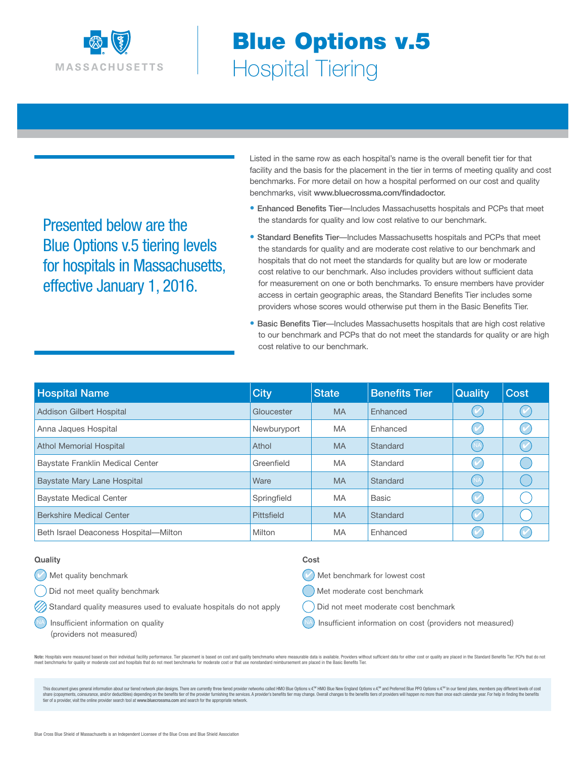# Blue Options v.5

## Hospital Tiering

MASSACHUSETTS

Presented below are the Blue Options v.5 tiering levels for hospitals in Massachusetts, effective January 1, 2016.

Listed in the same row as each hospital's name is the overall benefit tier for that facility and the basis for the placement in the tier in terms of meeting quality and cost benchmarks. For more detail on how a hospital performed on our cost and quality benchmarks, visit **www.bluecrossma.com/findadoctor.**

- **Enhanced Benefits Tier**—Includes Massachusetts hospitals and PCPs that meet the standards for quality and low cost relative to our benchmark.
- **Standard Benefits Tier**—Includes Massachusetts hospitals and PCPs that meet the standards for quality and are moderate cost relative to our benchmark and hospitals that do not meet the standards for quality but are low or moderate cost relative to our benchmark. Also includes providers without sufficient data for measurement on one or both benchmarks. To ensure members have provider access in certain geographic areas, the Standard Benefits Tier includes some providers whose scores would otherwise put them in the Basic Benefits Tier.
- **Basic Benefits Tier**—Includes Massachusetts hospitals that are high cost relative to our benchmark and PCPs that do not meet the standards for quality or are high cost relative to our benchmark.

| Hospital Name | City | State | Benefits Tier | Quality | Cost |
|---|---|---|---|---|---|
| Addison Gilbert Hospital | Gloucester | MA | Enhanced | Met quality benchmark | Met benchmark for lowest cost |
| Anna Jaques Hospital | Newburyport | MA | Enhanced | Met quality benchmark | Met benchmark for lowest cost |
| Athol Memorial Hospital | Athol | MA | Standard | NA | Met benchmark for lowest cost |
| Baystate Franklin Medical Center | Greenfield | MA | Standard | Met quality benchmark | Met moderate cost benchmark |
| Baystate Mary Lane Hospital | Ware | MA | Standard | NA | Met moderate cost benchmark |
| Baystate Medical Center | Springfield | MA | Basic | Met quality benchmark | Did not meet moderate cost benchmark |
| Berkshire Medical Center | Pittsfield | MA | Standard | Met quality benchmark | Did not meet moderate cost benchmark |
| Beth Israel Deaconess Hospital—Milton | Milton | MA | Enhanced | Met quality benchmark | Met benchmark for lowest cost |

**Quality**

- Met quality benchmark
- Did not meet quality benchmark
- Standard quality measures used to evaluate hospitals do not apply
- NA Insufficient information on quality (providers not measured)

**Cost**

- Met benchmark for lowest cost
- Met moderate cost benchmark
- Did not meet moderate cost benchmark
- NA Insufficient information on cost (providers not measured)

**Note:** Hospitals were measured based on their individual facility performance. Tier placement is based on cost and quality benchmarks where measurable data is available. Providers without sufficient data for either cost or quality are placed in the Standard Benefits Tier. PCPs that do not meet benchmarks for quality or moderate cost and hospitals that do not meet benchmarks for moderate cost or that use nonstandard reimbursement are placed in the Basic Benefits Tier.

This document gives general information about our tiered network plan designs. There are currently three tiered provider networks called HMO Blue Options v.4,SM HMO Blue New England Options v.4,SM and Preferred Blue PPO Options v.4.SM In our tiered plans, members pay different levels of cost share (copayments, coinsurance, and/or deductibles) depending on the benefits tier of the provider furnishing the services. A provider's benefits tier may change. Overall changes to the benefits tiers of providers will happen no more than once each calendar year. For help in finding the benefits tier of a provider, visit the online provider search tool at **www.bluecrossma.com** and search for the appropriate network.

Blue Cross Blue Shield of Massachusetts is an Independent Licensee of the Blue Cross and Blue Shield Association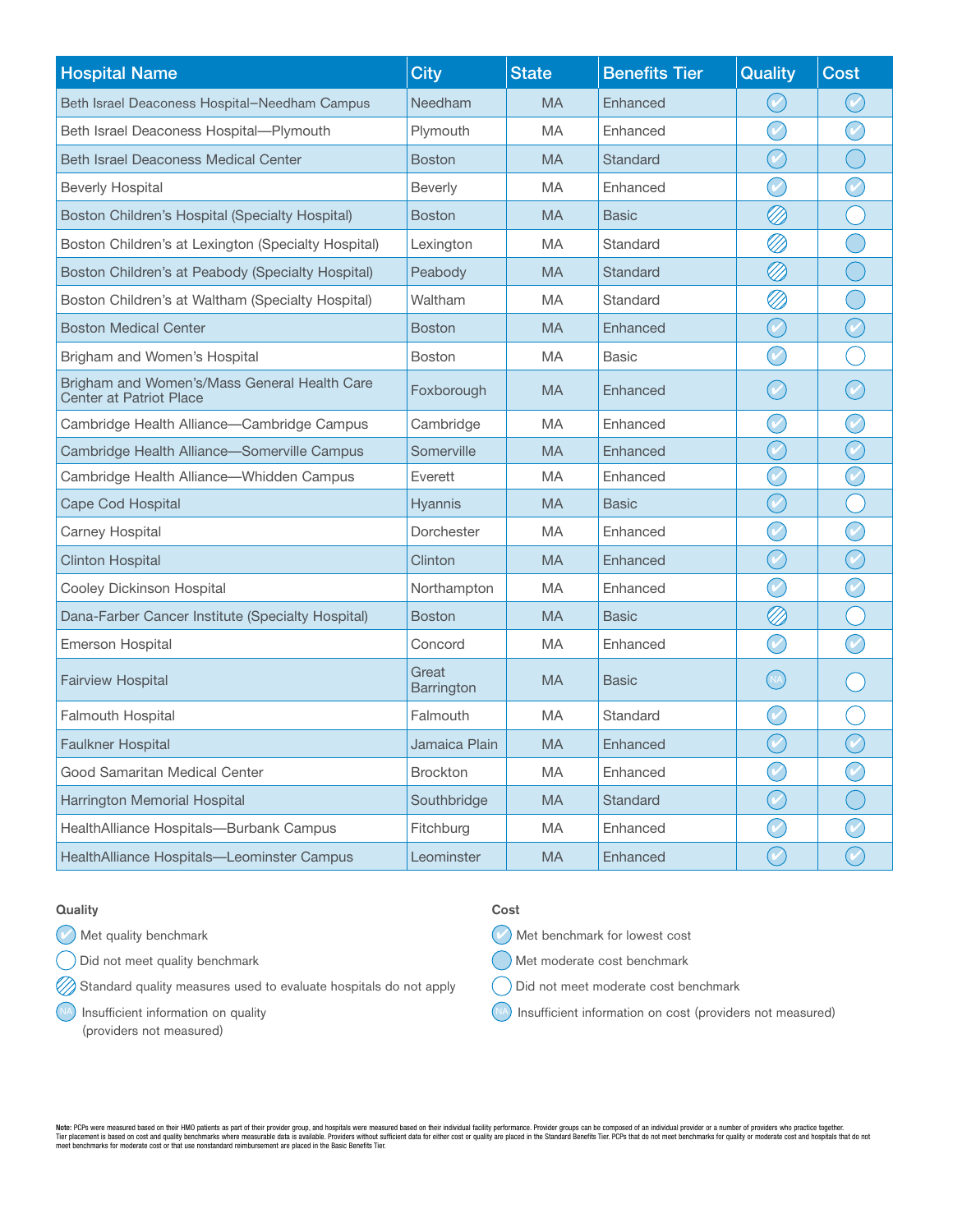| Hospital Name | City | State | Benefits Tier | Quality | Cost |
|---|---|---|---|---|---|
| Beth Israel Deaconess Hospital–Needham Campus | Needham | MA | Enhanced | Met quality benchmark | Met benchmark for lowest cost |
| Beth Israel Deaconess Hospital—Plymouth | Plymouth | MA | Enhanced | Met quality benchmark | Met benchmark for lowest cost |
| Beth Israel Deaconess Medical Center | Boston | MA | Standard | Met quality benchmark | Met moderate cost benchmark |
| Beverly Hospital | Beverly | MA | Enhanced | Met quality benchmark | Met benchmark for lowest cost |
| Boston Children's Hospital (Specialty Hospital) | Boston | MA | Basic | Standard quality measures used to evaluate hospitals do not apply | Did not meet moderate cost benchmark |
| Boston Children's at Lexington (Specialty Hospital) | Lexington | MA | Standard | Standard quality measures used to evaluate hospitals do not apply | Met moderate cost benchmark |
| Boston Children's at Peabody (Specialty Hospital) | Peabody | MA | Standard | Standard quality measures used to evaluate hospitals do not apply | Met moderate cost benchmark |
| Boston Children's at Waltham (Specialty Hospital) | Waltham | MA | Standard | Standard quality measures used to evaluate hospitals do not apply | Met moderate cost benchmark |
| Boston Medical Center | Boston | MA | Enhanced | Met quality benchmark | Met benchmark for lowest cost |
| Brigham and Women's Hospital | Boston | MA | Basic | Met quality benchmark | Did not meet moderate cost benchmark |
| Brigham and Women's/Mass General Health Care Center at Patriot Place | Foxborough | MA | Enhanced | Met quality benchmark | Met benchmark for lowest cost |
| Cambridge Health Alliance—Cambridge Campus | Cambridge | MA | Enhanced | Met quality benchmark | Met benchmark for lowest cost |
| Cambridge Health Alliance—Somerville Campus | Somerville | MA | Enhanced | Met quality benchmark | Met benchmark for lowest cost |
| Cambridge Health Alliance—Whidden Campus | Everett | MA | Enhanced | Met quality benchmark | Met benchmark for lowest cost |
| Cape Cod Hospital | Hyannis | MA | Basic | Met quality benchmark | Did not meet moderate cost benchmark |
| Carney Hospital | Dorchester | MA | Enhanced | Met quality benchmark | Met benchmark for lowest cost |
| Clinton Hospital | Clinton | MA | Enhanced | Met quality benchmark | Met benchmark for lowest cost |
| Cooley Dickinson Hospital | Northampton | MA | Enhanced | Met quality benchmark | Met benchmark for lowest cost |
| Dana-Farber Cancer Institute (Specialty Hospital) | Boston | MA | Basic | Standard quality measures used to evaluate hospitals do not apply | Did not meet moderate cost benchmark |
| Emerson Hospital | Concord | MA | Enhanced | Met quality benchmark | Met benchmark for lowest cost |
| Fairview Hospital | Great Barrington | MA | Basic | NA | Did not meet moderate cost benchmark |
| Falmouth Hospital | Falmouth | MA | Standard | Met quality benchmark | Did not meet moderate cost benchmark |
| Faulkner Hospital | Jamaica Plain | MA | Enhanced | Met quality benchmark | Met benchmark for lowest cost |
| Good Samaritan Medical Center | Brockton | MA | Enhanced | Met quality benchmark | Met benchmark for lowest cost |
| Harrington Memorial Hospital | Southbridge | MA | Standard | Met quality benchmark | Met moderate cost benchmark |
| HealthAlliance Hospitals—Burbank Campus | Fitchburg | MA | Enhanced | Met quality benchmark | Met benchmark for lowest cost |
| HealthAlliance Hospitals—Leominster Campus | Leominster | MA | Enhanced | Met quality benchmark | Met benchmark for lowest cost |

**Quality**

- Met quality benchmark
- Did not meet quality benchmark
- Standard quality measures used to evaluate hospitals do not apply
- NA Insufficient information on quality (providers not measured)

**Cost**

- Met benchmark for lowest cost
- Met moderate cost benchmark
- Did not meet moderate cost benchmark
- NA Insufficient information on cost (providers not measured)

**Note:** PCPs were measured based on their HMO patients as part of their provider group, and hospitals were measured based on their individual facility performance. Provider groups can be composed of an individual provider or a number of providers who practice together. Tier placement is based on cost and quality benchmarks where measurable data is available. Providers without sufficient data for either cost or quality are placed in the Standard Benefits Tier. PCPs that do not meet benchmarks for quality or moderate cost and hospitals that do not meet benchmarks for moderate cost or that use nonstandard reimbursement are placed in the Basic Benefits Tier.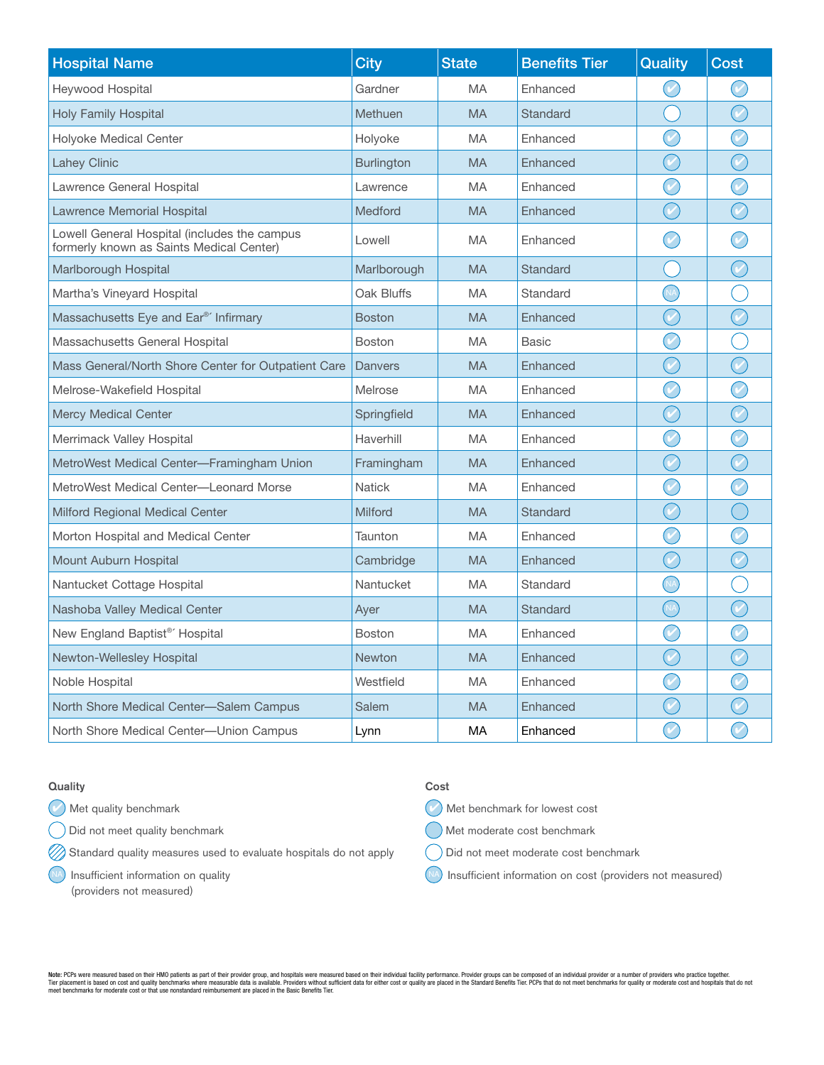| Hospital Name | City | State | Benefits Tier | Quality | Cost |
|---|---|---|---|---|---|
| Heywood Hospital | Gardner | MA | Enhanced | Met quality benchmark | Met benchmark for lowest cost |
| Holy Family Hospital | Methuen | MA | Standard | Did not meet quality benchmark | Met benchmark for lowest cost |
| Holyoke Medical Center | Holyoke | MA | Enhanced | Met quality benchmark | Met benchmark for lowest cost |
| Lahey Clinic | Burlington | MA | Enhanced | Met quality benchmark | Met benchmark for lowest cost |
| Lawrence General Hospital | Lawrence | MA | Enhanced | Met quality benchmark | Met benchmark for lowest cost |
| Lawrence Memorial Hospital | Medford | MA | Enhanced | Met quality benchmark | Met benchmark for lowest cost |
| Lowell General Hospital (includes the campus formerly known as Saints Medical Center) | Lowell | MA | Enhanced | Met quality benchmark | Met benchmark for lowest cost |
| Marlborough Hospital | Marlborough | MA | Standard | Did not meet quality benchmark | Met benchmark for lowest cost |
| Martha's Vineyard Hospital | Oak Bluffs | MA | Standard | NA | Did not meet moderate cost benchmark |
| Massachusetts Eye and Ear®´ Infirmary | Boston | MA | Enhanced | Met quality benchmark | Met benchmark for lowest cost |
| Massachusetts General Hospital | Boston | MA | Basic | Met quality benchmark | Did not meet moderate cost benchmark |
| Mass General/North Shore Center for Outpatient Care | Danvers | MA | Enhanced | Met quality benchmark | Met benchmark for lowest cost |
| Melrose-Wakefield Hospital | Melrose | MA | Enhanced | Met quality benchmark | Met benchmark for lowest cost |
| Mercy Medical Center | Springfield | MA | Enhanced | Met quality benchmark | Met benchmark for lowest cost |
| Merrimack Valley Hospital | Haverhill | MA | Enhanced | Met quality benchmark | Met benchmark for lowest cost |
| MetroWest Medical Center—Framingham Union | Framingham | MA | Enhanced | Met quality benchmark | Met benchmark for lowest cost |
| MetroWest Medical Center—Leonard Morse | Natick | MA | Enhanced | Met quality benchmark | Met benchmark for lowest cost |
| Milford Regional Medical Center | Milford | MA | Standard | Met quality benchmark | Met moderate cost benchmark |
| Morton Hospital and Medical Center | Taunton | MA | Enhanced | Met quality benchmark | Met benchmark for lowest cost |
| Mount Auburn Hospital | Cambridge | MA | Enhanced | Met quality benchmark | Met benchmark for lowest cost |
| Nantucket Cottage Hospital | Nantucket | MA | Standard | NA | Did not meet moderate cost benchmark |
| Nashoba Valley Medical Center | Ayer | MA | Standard | NA | Met benchmark for lowest cost |
| New England Baptist®´ Hospital | Boston | MA | Enhanced | Met quality benchmark | Met benchmark for lowest cost |
| Newton-Wellesley Hospital | Newton | MA | Enhanced | Met quality benchmark | Met benchmark for lowest cost |
| Noble Hospital | Westfield | MA | Enhanced | Met quality benchmark | Met benchmark for lowest cost |
| North Shore Medical Center—Salem Campus | Salem | MA | Enhanced | Met quality benchmark | Met benchmark for lowest cost |
| North Shore Medical Center—Union Campus | Lynn | MA | Enhanced | Met quality benchmark | Met benchmark for lowest cost |

**Quality**

- Met quality benchmark
- Did not meet quality benchmark
- Standard quality measures used to evaluate hospitals do not apply
- NA Insufficient information on quality (providers not measured)

**Cost**

- Met benchmark for lowest cost
- Met moderate cost benchmark
- Did not meet moderate cost benchmark
- NA Insufficient information on cost (providers not measured)

**Note:** PCPs were measured based on their HMO patients as part of their provider group, and hospitals were measured based on their individual facility performance. Provider groups can be composed of an individual provider or a number of providers who practice together. Tier placement is based on cost and quality benchmarks where measurable data is available. Providers without sufficient data for either cost or quality are placed in the Standard Benefits Tier. PCPs that do not meet benchmarks for quality or moderate cost and hospitals that do not meet benchmarks for moderate cost or that use nonstandard reimbursement are placed in the Basic Benefits Tier.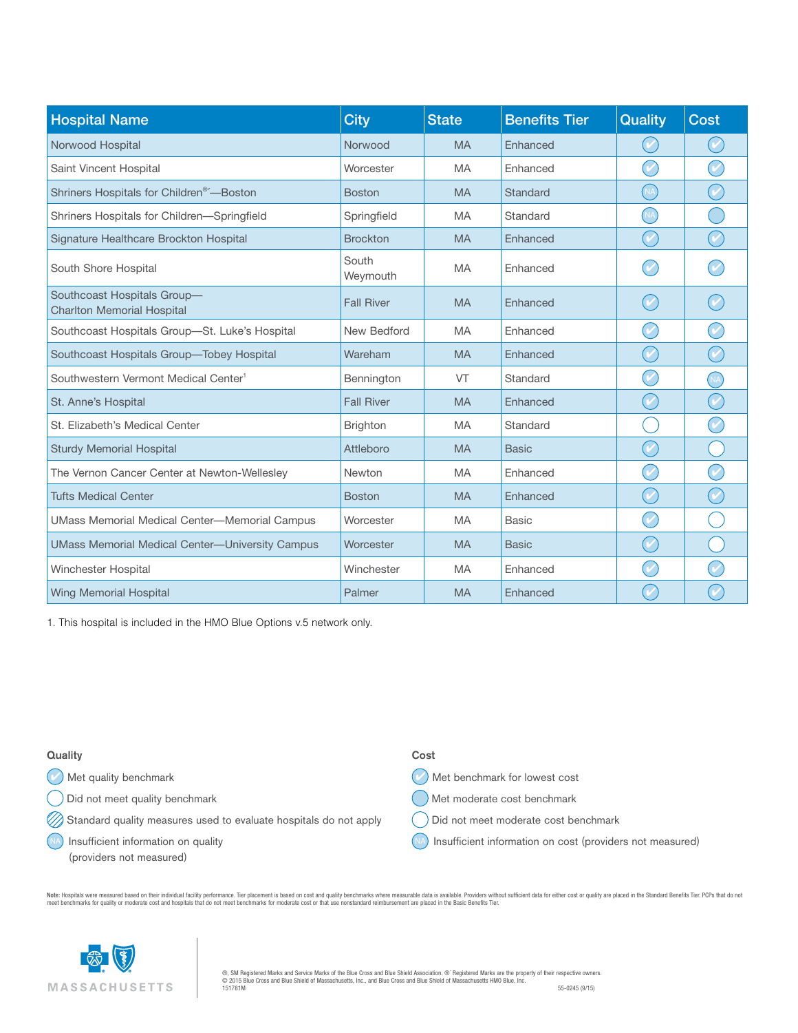| Hospital Name | City | State | Benefits Tier | Quality | Cost |
|---|---|---|---|---|---|
| Norwood Hospital | Norwood | MA | Enhanced | Met quality benchmark | Met benchmark for lowest cost |
| Saint Vincent Hospital | Worcester | MA | Enhanced | Met quality benchmark | Met benchmark for lowest cost |
| Shriners Hospitals for Children®*—Boston | Boston | MA | Standard | NA | Met benchmark for lowest cost |
| Shriners Hospitals for Children—Springfield | Springfield | MA | Standard | NA | Met moderate cost benchmark |
| Signature Healthcare Brockton Hospital | Brockton | MA | Enhanced | Met quality benchmark | Met benchmark for lowest cost |
| South Shore Hospital | South Weymouth | MA | Enhanced | Met quality benchmark | Met benchmark for lowest cost |
| Southcoast Hospitals Group—Charlton Memorial Hospital | Fall River | MA | Enhanced | Met quality benchmark | Met benchmark for lowest cost |
| Southcoast Hospitals Group—St. Luke's Hospital | New Bedford | MA | Enhanced | Met quality benchmark | Met benchmark for lowest cost |
| Southcoast Hospitals Group—Tobey Hospital | Wareham | MA | Enhanced | Met quality benchmark | Met benchmark for lowest cost |
| Southwestern Vermont Medical Center[1] | Bennington | VT | Standard | Met quality benchmark | NA |
| St. Anne's Hospital | Fall River | MA | Enhanced | Met quality benchmark | Met benchmark for lowest cost |
| St. Elizabeth's Medical Center | Brighton | MA | Standard | Did not meet quality benchmark | Met benchmark for lowest cost |
| Sturdy Memorial Hospital | Attleboro | MA | Basic | Met quality benchmark | Did not meet moderate cost benchmark |
| The Vernon Cancer Center at Newton-Wellesley | Newton | MA | Enhanced | Met quality benchmark | Met benchmark for lowest cost |
| Tufts Medical Center | Boston | MA | Enhanced | Met quality benchmark | Met benchmark for lowest cost |
| UMass Memorial Medical Center—Memorial Campus | Worcester | MA | Basic | Met quality benchmark | Did not meet moderate cost benchmark |
| UMass Memorial Medical Center—University Campus | Worcester | MA | Basic | Met quality benchmark | Did not meet moderate cost benchmark |
| Winchester Hospital | Winchester | MA | Enhanced | Met quality benchmark | Met benchmark for lowest cost |
| Wing Memorial Hospital | Palmer | MA | Enhanced | Met quality benchmark | Met benchmark for lowest cost |

1. This hospital is included in the HMO Blue Options v.5 network only.

**Quality**

- Met quality benchmark
- Did not meet quality benchmark
- Standard quality measures used to evaluate hospitals do not apply
- NA Insufficient information on quality (providers not measured)

**Cost**

- Met benchmark for lowest cost
- Met moderate cost benchmark
- Did not meet moderate cost benchmark
- NA Insufficient information on cost (providers not measured)

**Note:** Hospitals were measured based on their individual facility performance. Tier placement is based on cost and quality benchmarks where measurable data is available. Providers without sufficient data for either cost or quality are placed in the Standard Benefits Tier. PCPs that do not meet benchmarks for quality or moderate cost and hospitals that do not meet benchmarks for moderate cost or that use nonstandard reimbursement are placed in the Basic Benefits Tier.

MASSACHUSETTS

®, SM Registered Marks and Service Marks of the Blue Cross and Blue Shield Association. ®´ Registered Marks are the property of their respective owners.
© 2015 Blue Cross and Blue Shield of Massachusetts, Inc., and Blue Cross and Blue Shield of Massachusetts HMO Blue, Inc.
151781M 55-0245 (9/15)